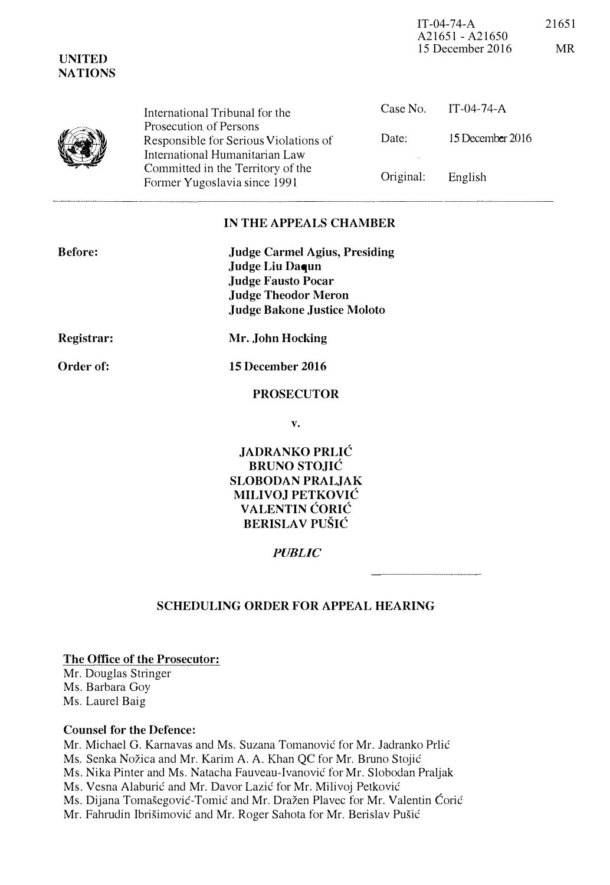IT-04-74-A 21651
A21651 - A21650
15 December 2016 MR

UNITED NATIONS

International Tribunal for the Prosecution of Persons Responsible for Serious Violations of International Humanitarian Law Committed in the Territory of the Former Yugoslavia since 1991

| | |
|---|---|
| Case No. | IT-04-74-A |
| Date: | 15 December 2016 |
| Original: | English |

**IN THE APPEALS CHAMBER**

| | |
|---|---|
| **Before:** | **Judge Carmel Agius, Presiding** |
| | **Judge Liu Daqun** |
| | **Judge Fausto Pocar** |
| | **Judge Theodor Meron** |
| | **Judge Bakone Justice Moloto** |
| **Registrar:** | **Mr. John Hocking** |
| **Order of:** | **15 December 2016** |

**PROSECUTOR**

**v.**

**JADRANKO PRLIĆ**
**BRUNO STOJIĆ**
**SLOBODAN PRALJAK**
**MILIVOJ PETKOVIĆ**
**VALENTIN ĆORIĆ**
**BERISLAV PUŠIĆ**

***PUBLIC***

**SCHEDULING ORDER FOR APPEAL HEARING**

**The Office of the Prosecutor:**
Mr. Douglas Stringer
Ms. Barbara Goy
Ms. Laurel Baig

**Counsel for the Defence:**
Mr. Michael G. Karnavas and Ms. Suzana Tomanović for Mr. Jadranko Prlić
Ms. Senka Nožica and Mr. Karim A. A. Khan QC for Mr. Bruno Stojić
Ms. Nika Pinter and Ms. Natacha Fauveau-Ivanović for Mr. Slobodan Praljak
Ms. Vesna Alaburić and Mr. Davor Lazić for Mr. Milivoj Petković
Ms. Dijana Tomašegović-Tomić and Mr. Dražen Plavec for Mr. Valentin Ćorić
Mr. Fahrudin Ibrišimović and Mr. Roger Sahota for Mr. Berislav Pušić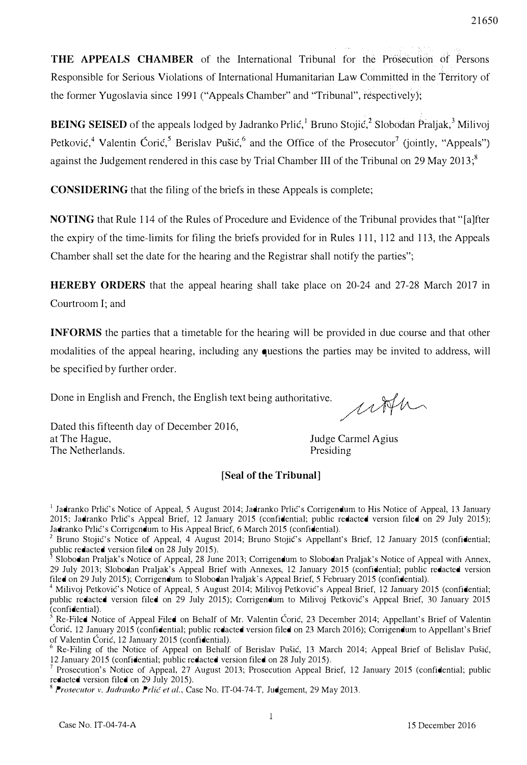**THE APPEALS CHAMBER** of the International Tribunal for the Prosecution of Persons Responsible for Serious Violations of International Humanitarian Law Committed in the Territory of the former Yugoslavia since 1991 ("Appeals Chamber" and "Tribunal", respectively);

**BEING SEISED** of the appeals lodged by Jadranko Prlić,[1] Bruno Stojić,[2] Slobodan Praljak,[3] Milivoj Petković,[4] Valentin Ćorić,[5] Berislav Pušić,[6] and the Office of the Prosecutor[7] (jointly, "Appeals") against the Judgement rendered in this case by Trial Chamber III of the Tribunal on 29 May 2013;[8]

**CONSIDERING** that the filing of the briefs in these Appeals is complete;

**NOTING** that Rule 114 of the Rules of Procedure and Evidence of the Tribunal provides that "[a]fter the expiry of the time-limits for filing the briefs provided for in Rules 111, 112 and 113, the Appeals Chamber shall set the date for the hearing and the Registrar shall notify the parties";

**HEREBY ORDERS** that the appeal hearing shall take place on 20-24 and 27-28 March 2017 in Courtroom I; and

**INFORMS** the parties that a timetable for the hearing will be provided in due course and that other modalities of the appeal hearing, including any questions the parties may be invited to address, will be specified by further order.

Done in English and French, the English text being authoritative.

Dated this fifteenth day of December 2016,
at The Hague,
The Netherlands.

Judge Carmel Agius
Presiding

**[Seal of the Tribunal]**

---

[1] Jadranko Prlić's Notice of Appeal, 5 August 2014; Jadranko Prlić's Corrigendum to His Notice of Appeal, 13 January 2015; Jadranko Prlić's Appeal Brief, 12 January 2015 (confidential; public redacted version filed on 29 July 2015); Jadranko Prlić's Corrigendum to His Appeal Brief, 6 March 2015 (confidential).

[2] Bruno Stojić's Notice of Appeal, 4 August 2014; Bruno Stojić's Appellant's Brief, 12 January 2015 (confidential; public redacted version filed on 28 July 2015).

[3] Slobodan Praljak's Notice of Appeal, 28 June 2013; Corrigendum to Slobodan Praljak's Notice of Appeal with Annex, 29 July 2013; Slobodan Praljak's Appeal Brief with Annexes, 12 January 2015 (confidential; public redacted version filed on 29 July 2015); Corrigendum to Slobodan Praljak's Appeal Brief, 5 February 2015 (confidential).

[4] Milivoj Petković's Notice of Appeal, 5 August 2014; Milivoj Petković's Appeal Brief, 12 January 2015 (confidential; public redacted version filed on 29 July 2015); Corrigendum to Milivoj Petković's Appeal Brief, 30 January 2015 (confidential).

[5] Re-Filed Notice of Appeal Filed on Behalf of Mr. Valentin Ćorić, 23 December 2014; Appellant's Brief of Valentin Ćorić, 12 January 2015 (confidential; public redacted version filed on 23 March 2016); Corrigendum to Appellant's Brief of Valentin Ćorić, 12 January 2015 (confidential).

[6] Re-Filing of the Notice of Appeal on Behalf of Berislav Pušić, 13 March 2014; Appeal Brief of Belislav Pušić, 12 January 2015 (confidential; public redacted version filed on 28 July 2015).

[7] Prosecution's Notice of Appeal, 27 August 2013; Prosecution Appeal Brief, 12 January 2015 (confidential; public redacted version filed on 29 July 2015).

[8] *Prosecutor v. Jadranko Prlić et al.*, Case No. IT-04-74-T, Judgement, 29 May 2013.